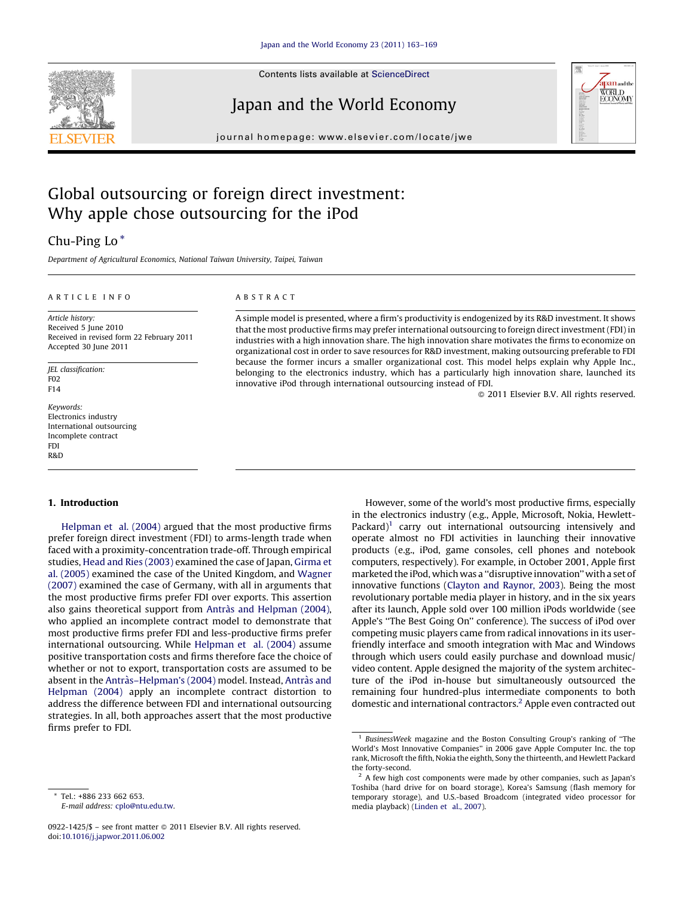# Global outsourcing or foreign direct investment: Why apple chose outsourcing for the iPod

Chu-Ping Lo *

*Department of Agricultural Economics, National Taiwan University, Taipei, Taiwan*

ARTICLE INFO

*Article history:*
Received 5 June 2010
Received in revised form 22 February 2011
Accepted 30 June 2011

*JEL classification:*
F02
F14

*Keywords:*
Electronics industry
International outsourcing
Incomplete contract
FDI
R&D

ABSTRACT

A simple model is presented, where a firm's productivity is endogenized by its R&D investment. It shows that the most productive firms may prefer international outsourcing to foreign direct investment (FDI) in industries with a high innovation share. The high innovation share motivates the firms to economize on organizational cost in order to save resources for R&D investment, making outsourcing preferable to FDI because the former incurs a smaller organizational cost. This model helps explain why Apple Inc., belonging to the electronics industry, which has a particularly high innovation share, launched its innovative iPod through international outsourcing instead of FDI.

© 2011 Elsevier B.V. All rights reserved.

## 1. Introduction

Helpman et al. (2004) argued that the most productive firms prefer foreign direct investment (FDI) to arms-length trade when faced with a proximity-concentration trade-off. Through empirical studies, Head and Ries (2003) examined the case of Japan, Girma et al. (2005) examined the case of the United Kingdom, and Wagner (2007) examined the case of Germany, with all in arguments that the most productive firms prefer FDI over exports. This assertion also gains theoretical support from Antràs and Helpman (2004), who applied an incomplete contract model to demonstrate that most productive firms prefer FDI and less-productive firms prefer international outsourcing. While Helpman et al. (2004) assume positive transportation costs and firms therefore face the choice of whether or not to export, transportation costs are assumed to be absent in the Antràs–Helpman's (2004) model. Instead, Antràs and Helpman (2004) apply an incomplete contract distortion to address the difference between FDI and international outsourcing strategies. In all, both approaches assert that the most productive firms prefer to FDI.

However, some of the world's most productive firms, especially in the electronics industry (e.g., Apple, Microsoft, Nokia, Hewlett-Packard)[1] carry out international outsourcing intensively and operate almost no FDI activities in launching their innovative products (e.g., iPod, game consoles, cell phones and notebook computers, respectively). For example, in October 2001, Apple first marketed the iPod, which was a "disruptive innovation" with a set of innovative functions (Clayton and Raynor, 2003). Being the most revolutionary portable media player in history, and in the six years after its launch, Apple sold over 100 million iPods worldwide (see Apple's "The Best Going On" conference). The success of iPod over competing music players came from radical innovations in its user-friendly interface and smooth integration with Mac and Windows through which users could easily purchase and download music/video content. Apple designed the majority of the system architecture of the iPod in-house but simultaneously outsourced the remaining four hundred-plus intermediate components to both domestic and international contractors.[2] Apple even contracted out

[1] *BusinessWeek* magazine and the Boston Consulting Group's ranking of "The World's Most Innovative Companies" in 2006 gave Apple Computer Inc. the top rank, Microsoft the fifth, Nokia the eighth, Sony the thirteenth, and Hewlett Packard the forty-second.

[2] A few high cost components were made by other companies, such as Japan's Toshiba (hard drive for on board storage), Korea's Samsung (flash memory for temporary storage), and U.S.-based Broadcom (integrated video processor for media playback) (Linden et al., 2007).

* Tel.: +886 233 662 653.
*E-mail address:* cplo@ntu.edu.tw.

0922-1425/$ – see front matter © 2011 Elsevier B.V. All rights reserved.
doi:10.1016/j.japwor.2011.06.002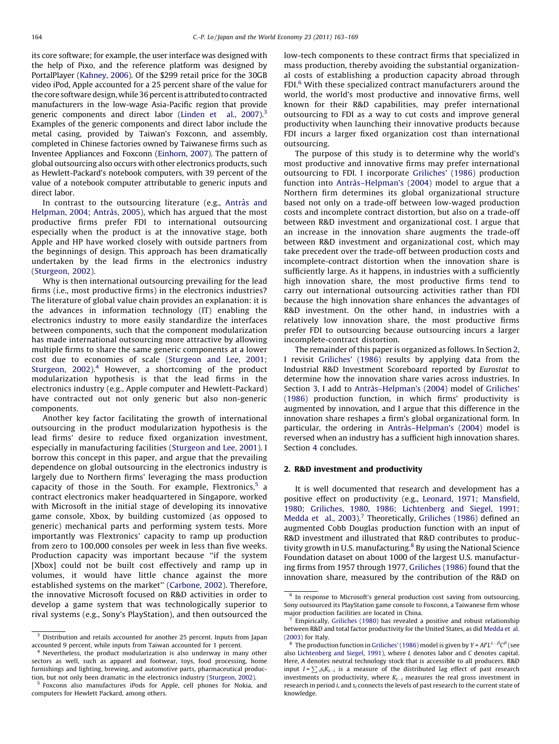its core software; for example, the user interface was designed with the help of Pixo, and the reference platform was designed by PortalPlayer (Kahney, 2006). Of the $299 retail price for the 30GB video iPod, Apple accounted for a 25 percent share of the value for the core software design, while 36 percent is attributed to contracted manufacturers in the low-wage Asia-Pacific region that provide generic components and direct labor (Linden et al., 2007).[3] Examples of the generic components and direct labor include the metal casing, provided by Taiwan's Foxconn, and assembly, completed in Chinese factories owned by Taiwanese firms such as Inventee Appliances and Foxconn (Einhorn, 2007). The pattern of global outsourcing also occurs with other electronics products, such as Hewlett-Packard's notebook computers, with 39 percent of the value of a notebook computer attributable to generic inputs and direct labor.

In contrast to the outsourcing literature (e.g., Antràs and Helpman, 2004; Antràs, 2005), which has argued that the most productive firms prefer FDI to international outsourcing especially when the product is at the innovative stage, both Apple and HP have worked closely with outside partners from the beginnings of design. This approach has been dramatically undertaken by the lead firms in the electronics industry (Sturgeon, 2002).

Why is then international outsourcing prevailing for the lead firms (i.e., most productive firms) in the electronics industries? The literature of global value chain provides an explanation: it is the advances in information technology (IT) enabling the electronics industry to more easily standardize the interfaces between components, such that the component modularization has made international outsourcing more attractive by allowing multiple firms to share the same generic components at a lower cost due to economies of scale (Sturgeon and Lee, 2001; Sturgeon, 2002).[4] However, a shortcoming of the product modularization hypothesis is that the lead firms in the electronics industry (e.g., Apple computer and Hewlett-Packard) have contracted out not only generic but also non-generic components.

Another key factor facilitating the growth of international outsourcing in the product modularization hypothesis is the lead firms' desire to reduce fixed organization investment, especially in manufacturing facilities (Sturgeon and Lee, 2001). I borrow this concept in this paper, and argue that the prevailing dependence on global outsourcing in the electronics industry is largely due to Northern firms' leveraging the mass production capacity of those in the South. For example, Flextronics,[5] a contract electronics maker headquartered in Singapore, worked with Microsoft in the initial stage of developing its innovative game console, Xbox, by building customized (as opposed to generic) mechanical parts and performing system tests. More importantly was Flextronics' capacity to ramp up production from zero to 100,000 consoles per week in less than five weeks. Production capacity was important because "if the system [Xbox] could not be built cost effectively and ramp up in volumes, it would have little chance against the more established systems on the market" (Carbone, 2002). Therefore, the innovative Microsoft focused on R&D activities in order to develop a game system that was technologically superior to rival systems (e.g., Sony's PlayStation), and then outsourced the low-tech components to these contract firms that specialized in mass production, thereby avoiding the substantial organizational costs of establishing a production capacity abroad through FDI.[6] With these specialized contract manufacturers around the world, the world's most productive and innovative firms, well known for their R&D capabilities, may prefer international outsourcing to FDI as a way to cut costs and improve general productivity when launching their innovative products because FDI incurs a larger fixed organization cost than international outsourcing.

The purpose of this study is to determine why the world's most productive and innovative firms may prefer international outsourcing to FDI. I incorporate Griliches' (1986) production function into Antràs–Helpman's (2004) model to argue that a Northern firm determines its global organizational structure based not only on a trade-off between low-waged production costs and incomplete contract distortion, but also on a trade-off between R&D investment and organizational cost. I argue that an increase in the innovation share augments the trade-off between R&D investment and organizational cost, which may take precedent over the trade-off between production costs and incomplete-contract distortion when the innovation share is sufficiently large. As it happens, in industries with a sufficiently high innovation share, the most productive firms tend to carry out international outsourcing activities rather than FDI because the high innovation share enhances the advantages of R&D investment. On the other hand, in industries with a relatively low innovation share, the most productive firms prefer FDI to outsourcing because outsourcing incurs a larger incomplete-contract distortion.

The remainder of this paper is organized as follows. In Section 2, I revisit Griliches' (1986) results by applying data from the Industrial R&D Investment Scoreboard reported by *Eurostat* to determine how the innovation share varies across industries. In Section 3, I add to Antràs–Helpman's (2004) model of Griliches' (1986) production function, in which firms' productivity is augmented by innovation, and I argue that this difference in the innovation share reshapes a firm's global organizational form. In particular, the ordering in Antràs–Helpman's (2004) model is reversed when an industry has a sufficient high innovation shares. Section 4 concludes.

## 2. R&D investment and productivity

It is well documented that research and development has a positive effect on productivity (e.g., Leonard, 1971; Mansfield, 1980; Griliches, 1980, 1986; Lichtenberg and Siegel, 1991; Medda et al., 2003).[7] Theoretically, Griliches (1986) defined an augmented Cobb Douglas production function with an input of R&D investment and illustrated that R&D contributes to productivity growth in U.S. manufacturing.[8] By using the National Science Foundation dataset on about 1000 of the largest U.S. manufacturing firms from 1957 through 1977, Griliches (1986) found that the innovation share, measured by the contribution of the R&D on

---

[3] Distribution and retails accounted for another 25 percent. Inputs from Japan accounted 9 percent, while inputs from Taiwan accounted for 1 percent.

[4] Nevertheless, the product modularization is also underway in many other sectors as well, such as apparel and footwear, toys, food processing, home furnishings and lighting, brewing, and automotive parts, pharmaceutical production, but not only been dramatic in the electronics industry (Sturgeon, 2002).

[5] Foxconn also manufactures iPods for Apple, cell phones for Nokia, and computers for Hewlett Packard, among others.

[6] In response to Microsoft's general production cost saving from outsourcing, Sony outsourced its PlayStation game console to Foxconn, a Taiwanese firm whose major production facilities are located in China.

[7] Empirically, Griliches (1980) has revealed a positive and robust relationship between R&D and total factor productivity for the United States, as did Medda et al. (2003) for Italy.

[8] The production function in Griliches' (1986) model is given by $Y = AI^{\gamma}L^{1-\beta}C^{\beta}$ (see also Lichtenberg and Siegel, 1991), where $L$ denotes labor and $C$ denotes capital. Here, $A$ denotes neutral technology stock that is accessible to all producers. R&D input $I = \sum_i s_i K_{t-i}$ is a measure of the distributed lag effect of past research investments on productivity, where $K_{t-i}$ measures the real gross investment in research in period $i$, and $s_i$ connects the levels of past research to the current state of knowledge.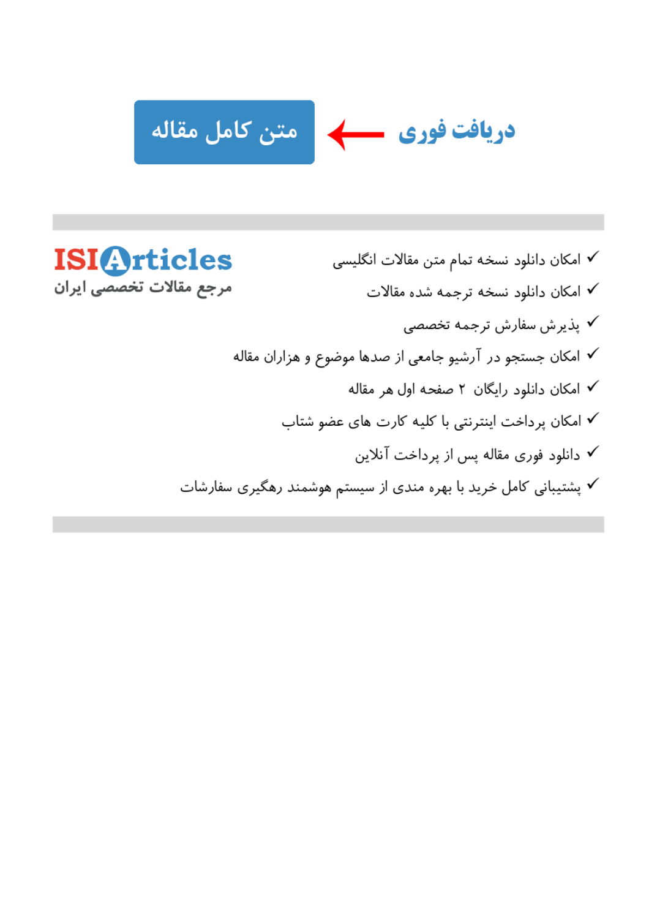دریافت فوری ← **متن کامل مقاله**

**ISIArticles**
مرجع مقالات تخصصی ایران

- ✓ امکان دانلود نسخه تمام متن مقالات انگلیسی
- ✓ امکان دانلود نسخه ترجمه شده مقالات
- ✓ پذیرش سفارش ترجمه تخصصی
- ✓ امکان جستجو در آرشیو جامعی از صدها موضوع و هزاران مقاله
- ✓ امکان دانلود رایگان ۲ صفحه اول هر مقاله
- ✓ امکان پرداخت اینترنتی با کلیه کارت های عضو شتاب
- ✓ دانلود فوری مقاله پس از پرداخت آنلاین
- ✓ پشتیبانی کامل خرید با بهره مندی از سیستم هوشمند رهگیری سفارشات